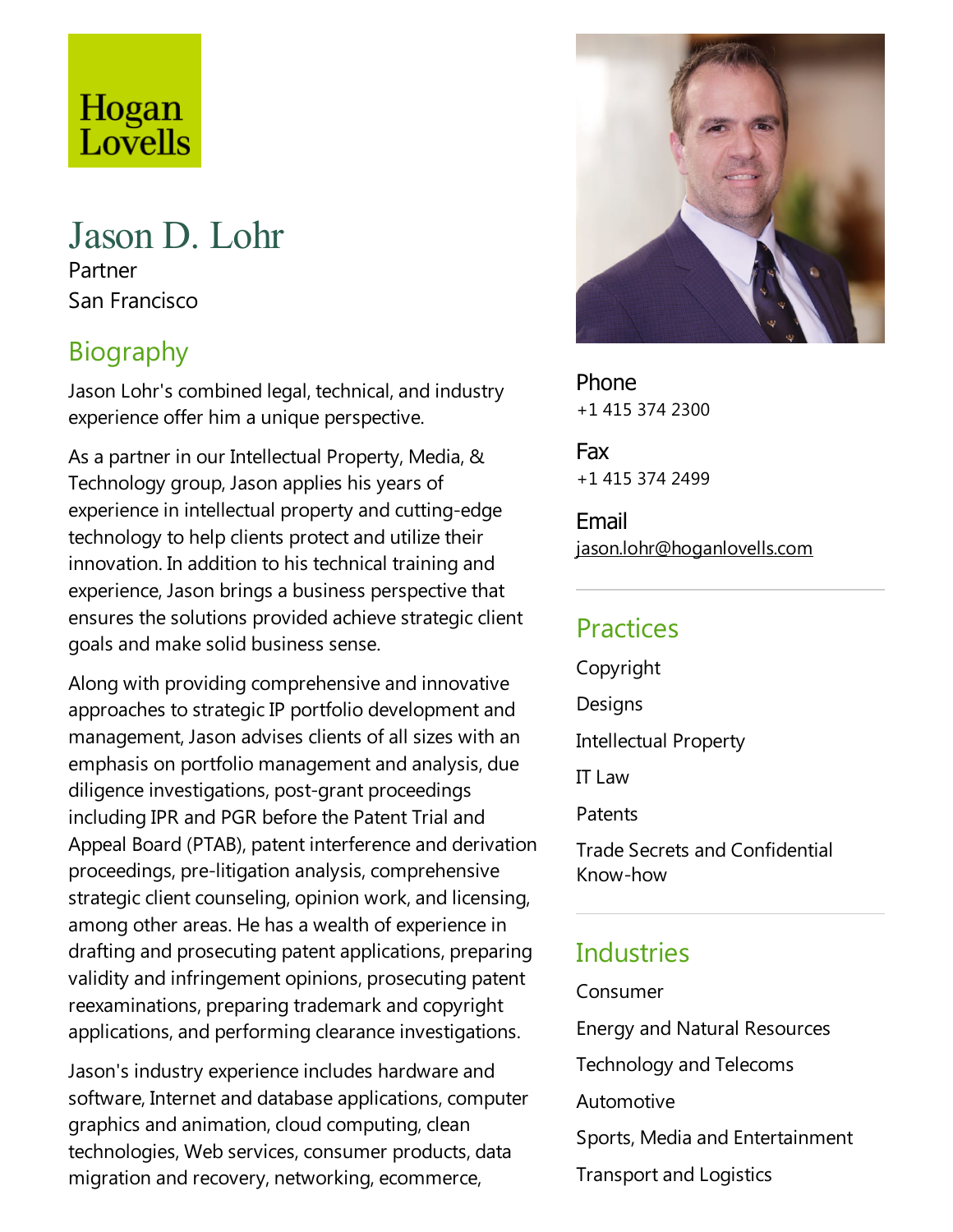Hogan Lovells

# Jason D. Lohr

Partner

San Francisco

## Biography

Jason Lohr's combined legal, technical, and industry experience offer him a unique perspective.

As a partner in our Intellectual Property, Media, & Technology group, Jason applies his years of experience in intellectual property and cutting-edge technology to help clients protect and utilize their innovation. In addition to his technical training and experience, Jason brings a business perspective that ensures the solutions provided achieve strategic client goals and make solid business sense.

Along with providing comprehensive and innovative approaches to strategic IP portfolio development and management, Jason advises clients of all sizes with an emphasis on portfolio management and analysis, due diligence investigations, post-grant proceedings including IPR and PGR before the Patent Trial and Appeal Board (PTAB), patent interference and derivation proceedings, pre-litigation analysis, comprehensive strategic client counseling, opinion work, and licensing, among other areas. He has a wealth of experience in drafting and prosecuting patent applications, preparing validity and infringement opinions, prosecuting patent reexaminations, preparing trademark and copyright applications, and performing clearance investigations.

Jason's industry experience includes hardware and software, Internet and database applications, computer graphics and animation, cloud computing, clean technologies, Web services, consumer products, data migration and recovery, networking, ecommerce,

**Phone**
+1 415 374 2300

**Fax**
+1 415 374 2499

**Email**
jason.lohr@hoganlovells.com

## Practices

- Copyright
- Designs
- Intellectual Property
- IT Law
- Patents
- Trade Secrets and Confidential Know-how

## Industries

- Consumer
- Energy and Natural Resources
- Technology and Telecoms
- Automotive
- Sports, Media and Entertainment
- Transport and Logistics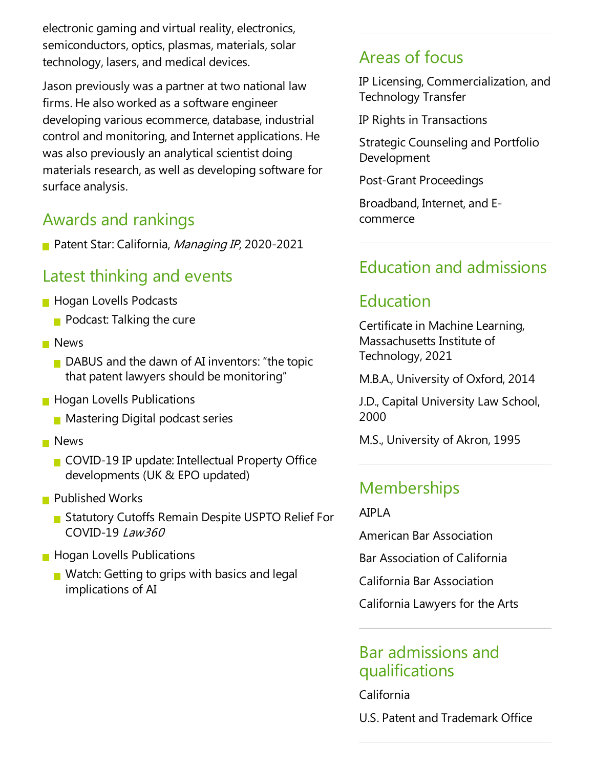electronic gaming and virtual reality, electronics, semiconductors, optics, plasmas, materials, solar technology, lasers, and medical devices.

Jason previously was a partner at two national law firms. He also worked as a software engineer developing various ecommerce, database, industrial control and monitoring, and Internet applications. He was also previously an analytical scientist doing materials research, as well as developing software for surface analysis.

## Awards and rankings

- Patent Star: California, *Managing IP*, 2020-2021

## Latest thinking and events

- Hogan Lovells Podcasts
  - Podcast: Talking the cure
- News
  - DABUS and the dawn of AI inventors: "the topic that patent lawyers should be monitoring"
- Hogan Lovells Publications
  - Mastering Digital podcast series
- News
  - COVID-19 IP update: Intellectual Property Office developments (UK & EPO updated)
- Published Works
  - Statutory Cutoffs Remain Despite USPTO Relief For COVID-19 *Law360*
- Hogan Lovells Publications
  - Watch: Getting to grips with basics and legal implications of AI

## Areas of focus

IP Licensing, Commercialization, and Technology Transfer

IP Rights in Transactions

Strategic Counseling and Portfolio Development

Post-Grant Proceedings

Broadband, Internet, and E-commerce

## Education and admissions

## Education

Certificate in Machine Learning, Massachusetts Institute of Technology, 2021

M.B.A., University of Oxford, 2014

J.D., Capital University Law School, 2000

M.S., University of Akron, 1995

## Memberships

AIPLA

American Bar Association

Bar Association of California

California Bar Association

California Lawyers for the Arts

## Bar admissions and qualifications

California

U.S. Patent and Trademark Office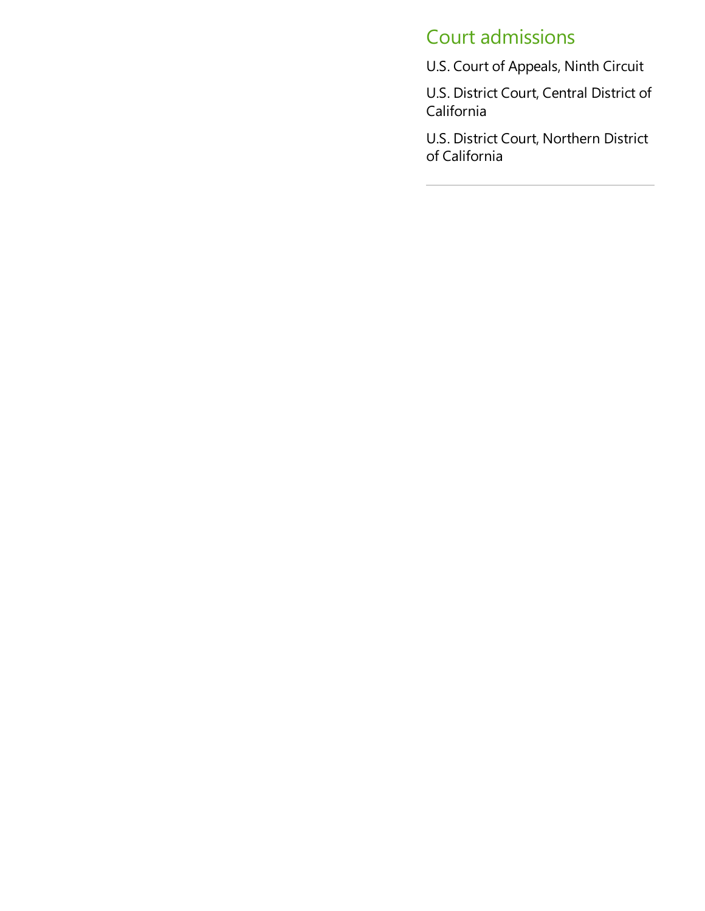## Court admissions

U.S. Court of Appeals, Ninth Circuit

U.S. District Court, Central District of California

U.S. District Court, Northern District of California